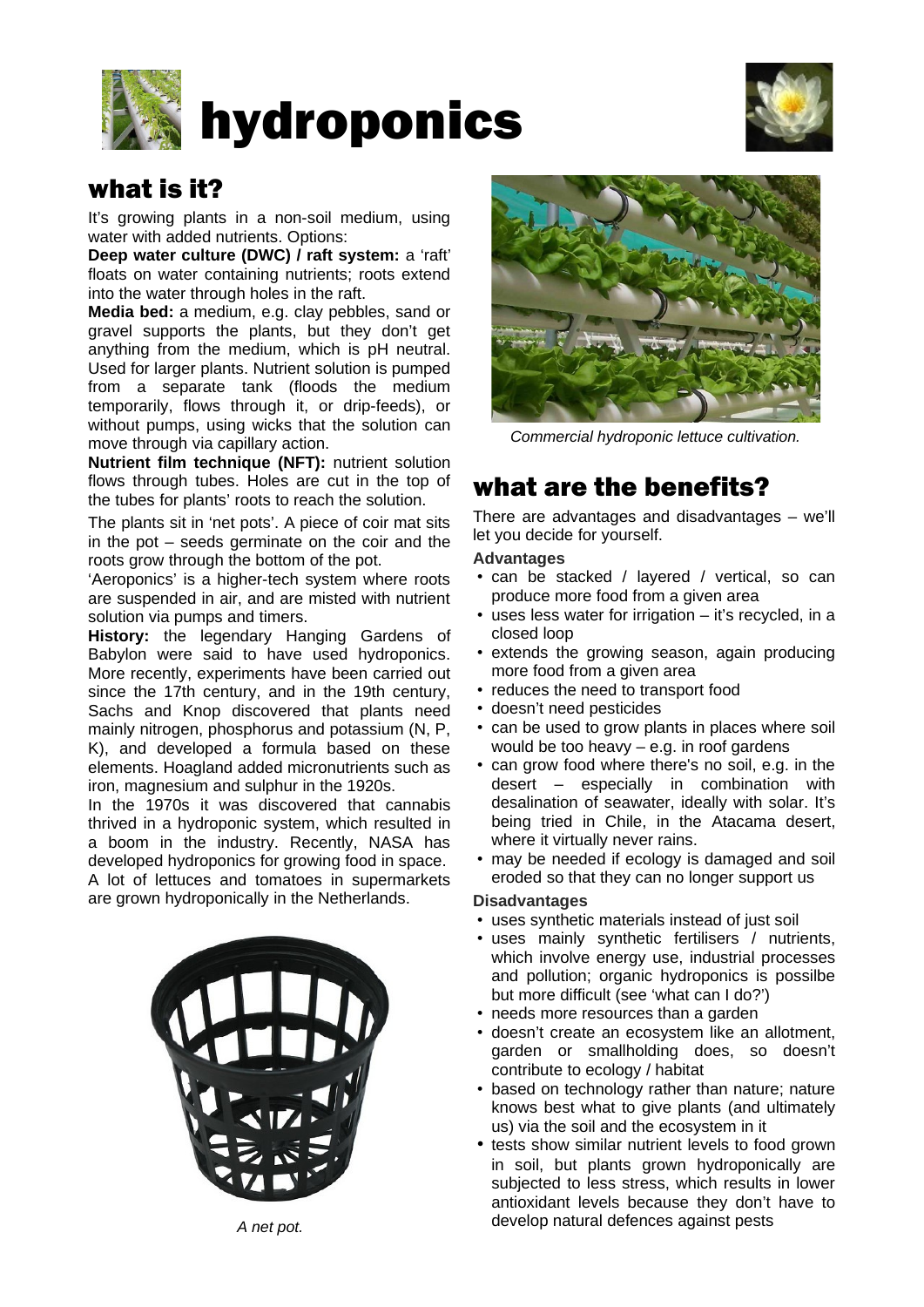# hydroponics

## what is it?

It's growing plants in a non-soil medium, using water with added nutrients. Options:

**Deep water culture (DWC) / raft system:** a 'raft' floats on water containing nutrients; roots extend into the water through holes in the raft.

**Media bed:** a medium, e.g. clay pebbles, sand or gravel supports the plants, but they don't get anything from the medium, which is pH neutral. Used for larger plants. Nutrient solution is pumped from a separate tank (floods the medium temporarily, flows through it, or drip-feeds), or without pumps, using wicks that the solution can move through via capillary action.

**Nutrient film technique (NFT):** nutrient solution flows through tubes. Holes are cut in the top of the tubes for plants' roots to reach the solution.

The plants sit in 'net pots'. A piece of coir mat sits in the pot – seeds germinate on the coir and the roots grow through the bottom of the pot.

'Aeroponics' is a higher-tech system where roots are suspended in air, and are misted with nutrient solution via pumps and timers.

**History:** the legendary Hanging Gardens of Babylon were said to have used hydroponics. More recently, experiments have been carried out since the 17th century, and in the 19th century, Sachs and Knop discovered that plants need mainly nitrogen, phosphorus and potassium (N, P, K), and developed a formula based on these elements. Hoagland added micronutrients such as iron, magnesium and sulphur in the 1920s.

In the 1970s it was discovered that cannabis thrived in a hydroponic system, which resulted in a boom in the industry. Recently, NASA has developed hydroponics for growing food in space.

A lot of lettuces and tomatoes in supermarkets are grown hydroponically in the Netherlands.

*A net pot.*

*Commercial hydroponic lettuce cultivation.*

## what are the benefits?

There are advantages and disadvantages – we'll let you decide for yourself.

### Advantages

- can be stacked / layered / vertical, so can produce more food from a given area
- uses less water for irrigation – it's recycled, in a closed loop
- extends the growing season, again producing more food from a given area
- reduces the need to transport food
- doesn't need pesticides
- can be used to grow plants in places where soil would be too heavy – e.g. in roof gardens
- can grow food where there's no soil, e.g. in the desert – especially in combination with desalination of seawater, ideally with solar. It's being tried in Chile, in the Atacama desert, where it virtually never rains.
- may be needed if ecology is damaged and soil eroded so that they can no longer support us

### Disadvantages

- uses synthetic materials instead of just soil
- uses mainly synthetic fertilisers / nutrients, which involve energy use, industrial processes and pollution; organic hydroponics is possilbe but more difficult (see 'what can I do?')
- needs more resources than a garden
- doesn't create an ecosystem like an allotment, garden or smallholding does, so doesn't contribute to ecology / habitat
- based on technology rather than nature; nature knows best what to give plants (and ultimately us) via the soil and the ecosystem in it
- tests show similar nutrient levels to food grown in soil, but plants grown hydroponically are subjected to less stress, which results in lower antioxidant levels because they don't have to develop natural defences against pests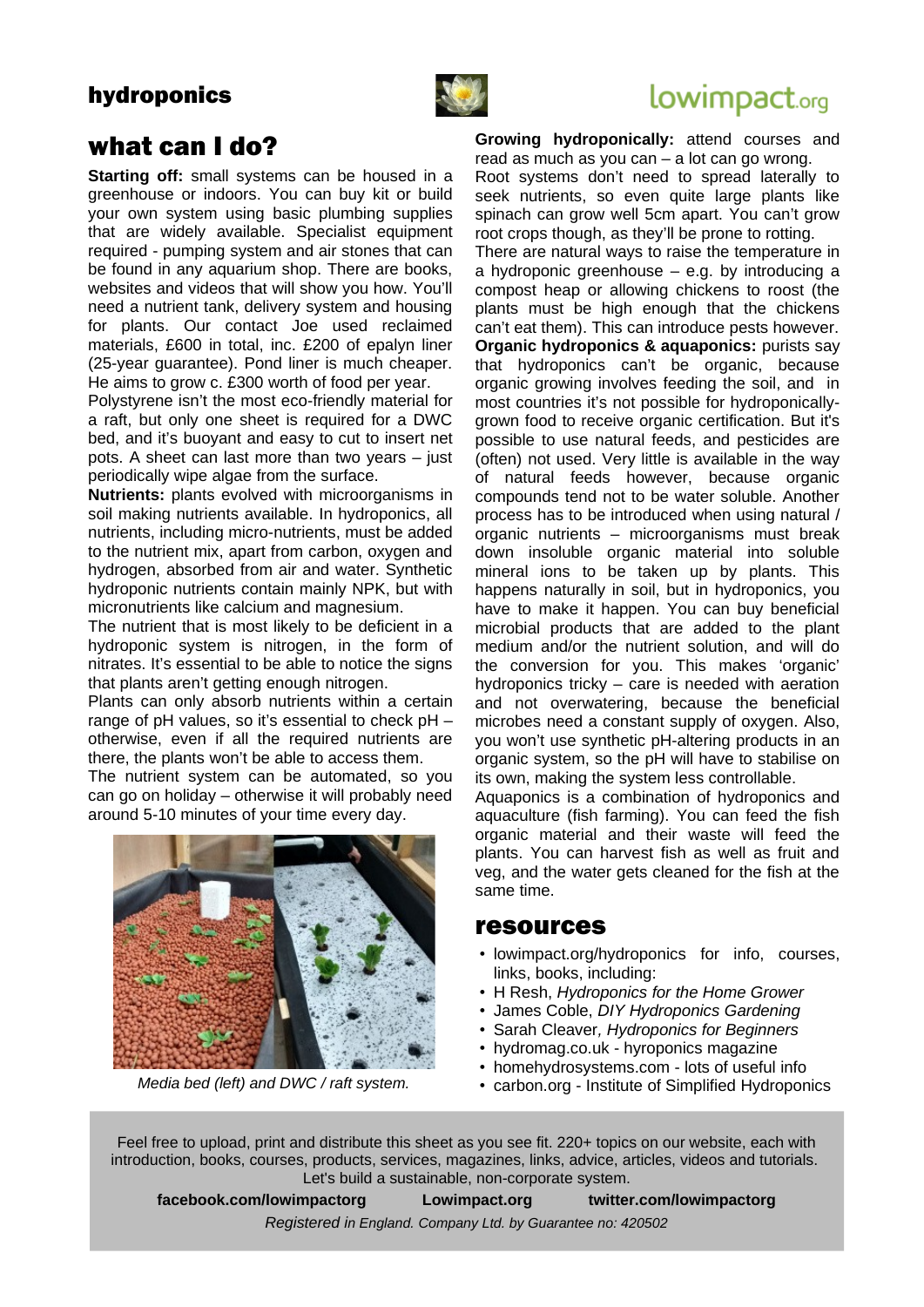# hydroponics

## what can I do?

**Starting off:** small systems can be housed in a greenhouse or indoors. You can buy kit or build your own system using basic plumbing supplies that are widely available. Specialist equipment required - pumping system and air stones that can be found in any aquarium shop. There are books, websites and videos that will show you how. You'll need a nutrient tank, delivery system and housing for plants. Our contact Joe used reclaimed materials, £600 in total, inc. £200 of epalyn liner (25-year guarantee). Pond liner is much cheaper. He aims to grow c. £300 worth of food per year.

Polystyrene isn't the most eco-friendly material for a raft, but only one sheet is required for a DWC bed, and it's buoyant and easy to cut to insert net pots. A sheet can last more than two years – just periodically wipe algae from the surface.

**Nutrients:** plants evolved with microorganisms in soil making nutrients available. In hydroponics, all nutrients, including micro-nutrients, must be added to the nutrient mix, apart from carbon, oxygen and hydrogen, absorbed from air and water. Synthetic hydroponic nutrients contain mainly NPK, but with micronutrients like calcium and magnesium.

The nutrient that is most likely to be deficient in a hydroponic system is nitrogen, in the form of nitrates. It's essential to be able to notice the signs that plants aren't getting enough nitrogen.

Plants can only absorb nutrients within a certain range of pH values, so it's essential to check pH – otherwise, even if all the required nutrients are there, the plants won't be able to access them.

The nutrient system can be automated, so you can go on holiday – otherwise it will probably need around 5-10 minutes of your time every day.

*Media bed (left) and DWC / raft system.*

**Growing hydroponically:** attend courses and read as much as you can – a lot can go wrong.

Root systems don't need to spread laterally to seek nutrients, so even quite large plants like spinach can grow well 5cm apart. You can't grow root crops though, as they'll be prone to rotting.

There are natural ways to raise the temperature in a hydroponic greenhouse – e.g. by introducing a compost heap or allowing chickens to roost (the plants must be high enough that the chickens can't eat them). This can introduce pests however.

**Organic hydroponics & aquaponics:** purists say that hydroponics can't be organic, because organic growing involves feeding the soil, and in most countries it's not possible for hydroponically-grown food to receive organic certification. But it's possible to use natural feeds, and pesticides are (often) not used. Very little is available in the way of natural feeds however, because organic compounds tend not to be water soluble. Another process has to be introduced when using natural / organic nutrients – microorganisms must break down insoluble organic material into soluble mineral ions to be taken up by plants. This happens naturally in soil, but in hydroponics, you have to make it happen. You can buy beneficial microbial products that are added to the plant medium and/or the nutrient solution, and will do the conversion for you. This makes 'organic' hydroponics tricky – care is needed with aeration and not overwatering, because the beneficial microbes need a constant supply of oxygen. Also, you won't use synthetic pH-altering products in an organic system, so the pH will have to stabilise on its own, making the system less controllable.

Aquaponics is a combination of hydroponics and aquaculture (fish farming). You can feed the fish organic material and their waste will feed the plants. You can harvest fish as well as fruit and veg, and the water gets cleaned for the fish at the same time.

## resources

- lowimpact.org/hydroponics for info, courses, links, books, including:
- H Resh, *Hydroponics for the Home Grower*
- James Coble, *DIY Hydroponics Gardening*
- Sarah Cleaver, *Hydroponics for Beginners*
- hydromag.co.uk - hyroponics magazine
- homehydrosystems.com - lots of useful info
- carbon.org - Institute of Simplified Hydroponics

Feel free to upload, print and distribute this sheet as you see fit. 220+ topics on our website, each with introduction, books, courses, products, services, magazines, links, advice, articles, videos and tutorials. Let's build a sustainable, non-corporate system.

**facebook.com/lowimpactorg** **Lowimpact.org** **twitter.com/lowimpactorg**

*Registered in England. Company Ltd. by Guarantee no: 420502*